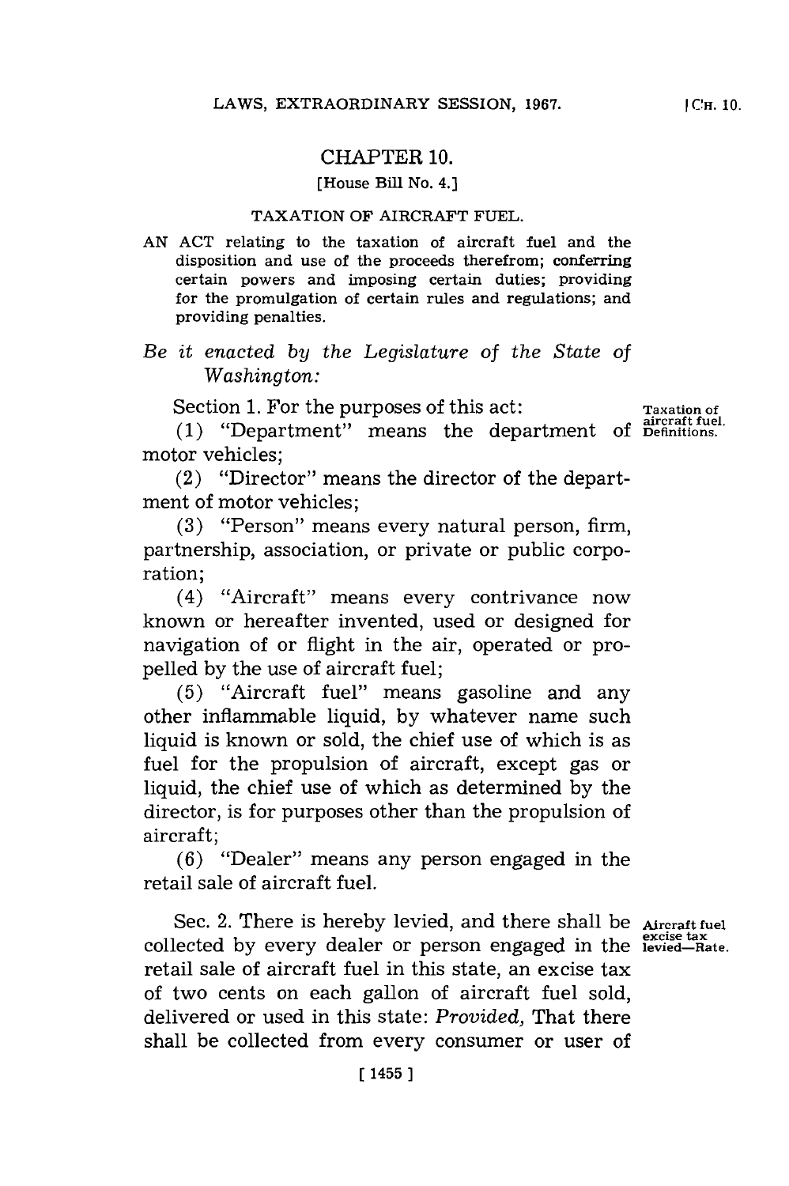# CHAPTER 10.

[House Bill No. 4.]

## TAXATION OF AIRCRAFT FUEL.

AN ACT relating to the taxation of aircraft fuel and the disposition and use of the proceeds therefrom; conferring certain powers and imposing certain duties; providing for the promulgation of certain rules and regulations; and providing penalties.

*Be it enacted by the Legislature of the State of Washington:*

Section 1. For the purposes of this act:

Taxation of aircraft fuel. Definitions.

(1) "Department" means the department of motor vehicles;

(2) "Director" means the director of the department of motor vehicles;

(3) "Person" means every natural person, firm, partnership, association, or private or public corporation;

(4) "Aircraft" means every contrivance now known or hereafter invented, used or designed for navigation of or flight in the air, operated or propelled by the use of aircraft fuel;

(5) "Aircraft fuel" means gasoline and any other inflammable liquid, by whatever name such liquid is known or sold, the chief use of which is as fuel for the propulsion of aircraft, except gas or liquid, the chief use of which as determined by the director, is for purposes other than the propulsion of aircraft;

(6) "Dealer" means any person engaged in the retail sale of aircraft fuel.

Sec. 2. There is hereby levied, and there shall be collected by every dealer or person engaged in the retail sale of aircraft fuel in this state, an excise tax of two cents on each gallon of aircraft fuel sold, delivered or used in this state: *Provided,* That there shall be collected from every consumer or user of

Aircraft fuel excise tax levied—Rate.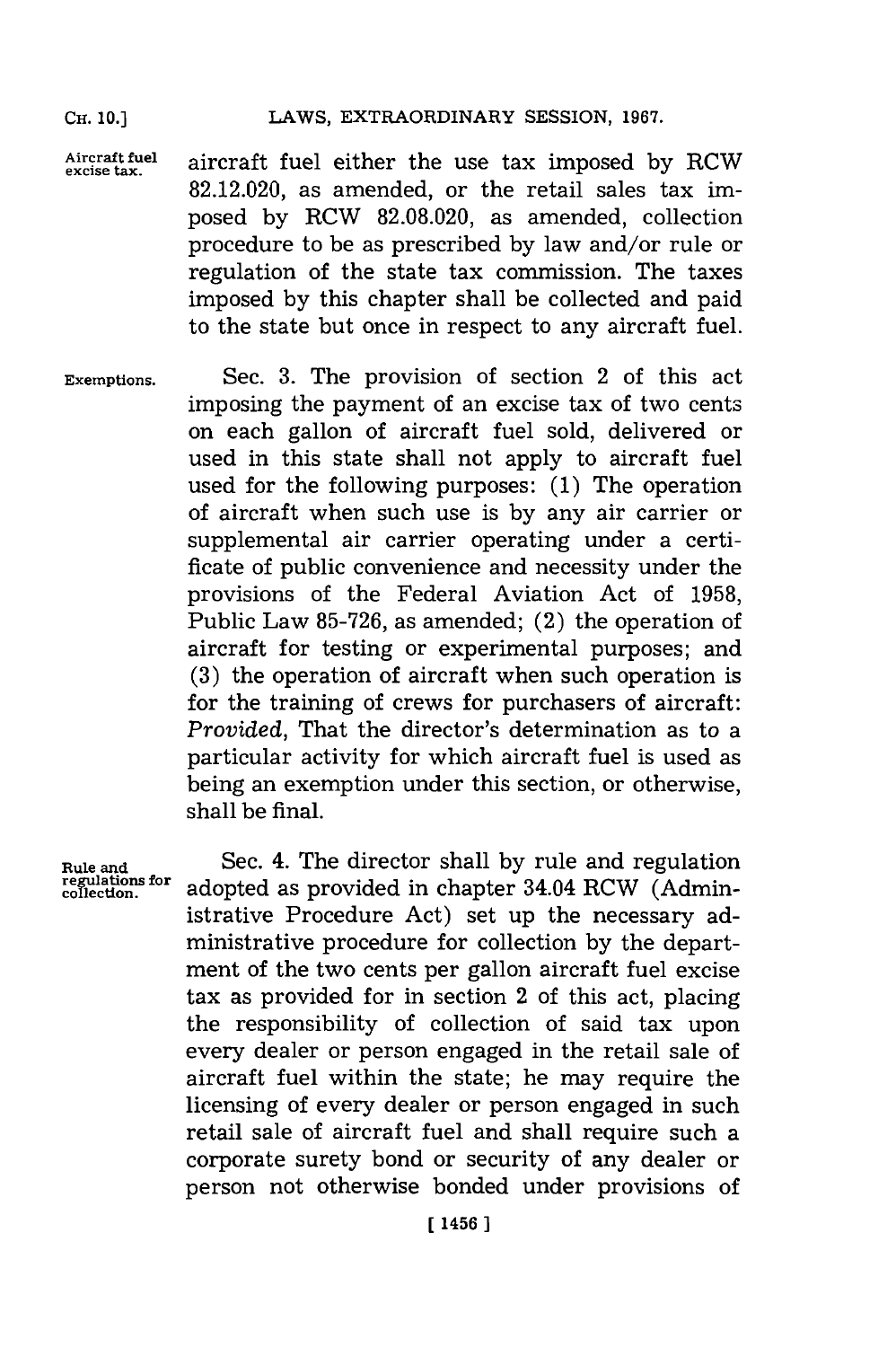Aircraft fuel excise tax.

aircraft fuel either the use tax imposed by RCW 82.12.020, as amended, or the retail sales tax imposed by RCW 82.08.020, as amended, collection procedure to be as prescribed by law and/or rule or regulation of the state tax commission. The taxes imposed by this chapter shall be collected and paid to the state but once in respect to any aircraft fuel.

Exemptions.

Sec. 3. The provision of section 2 of this act imposing the payment of an excise tax of two cents on each gallon of aircraft fuel sold, delivered or used in this state shall not apply to aircraft fuel used for the following purposes: (1) The operation of aircraft when such use is by any air carrier or supplemental air carrier operating under a certificate of public convenience and necessity under the provisions of the Federal Aviation Act of 1958, Public Law 85-726, as amended; (2) the operation of aircraft for testing or experimental purposes; and (3) the operation of aircraft when such operation is for the training of crews for purchasers of aircraft: *Provided*, That the director's determination as to a particular activity for which aircraft fuel is used as being an exemption under this section, or otherwise, shall be final.

Rule and regulations for collection.

Sec. 4. The director shall by rule and regulation adopted as provided in chapter 34.04 RCW (Administrative Procedure Act) set up the necessary administrative procedure for collection by the department of the two cents per gallon aircraft fuel excise tax as provided for in section 2 of this act, placing the responsibility of collection of said tax upon every dealer or person engaged in the retail sale of aircraft fuel within the state; he may require the licensing of every dealer or person engaged in such retail sale of aircraft fuel and shall require such a corporate surety bond or security of any dealer or person not otherwise bonded under provisions of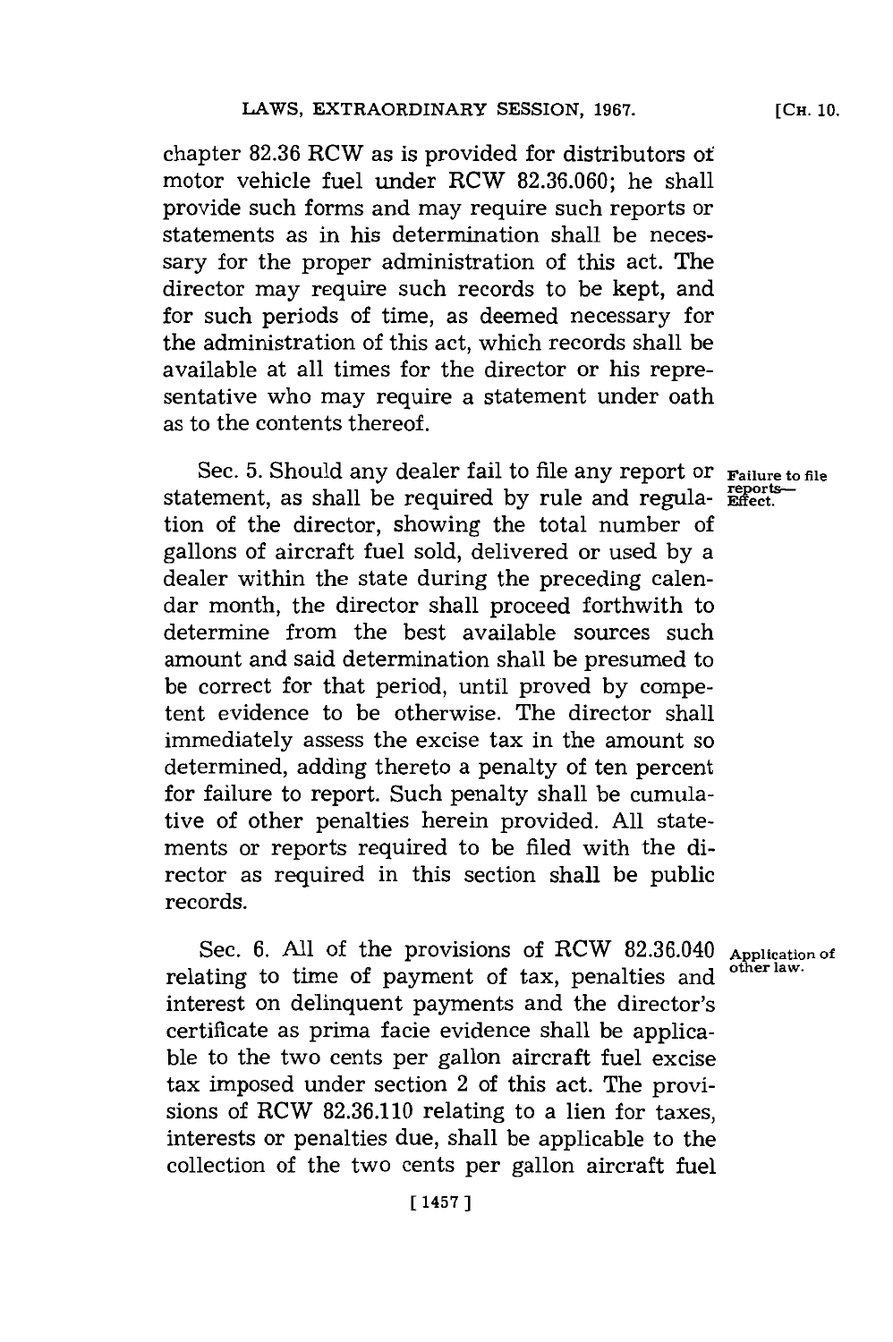chapter 82.36 RCW as is provided for distributors of motor vehicle fuel under RCW 82.36.060; he shall provide such forms and may require such reports or statements as in his determination shall be necessary for the proper administration of this act. The director may require such records to be kept, and for such periods of time, as deemed necessary for the administration of this act, which records shall be available at all times for the director or his representative who may require a statement under oath as to the contents thereof.

Sec. 5. Should any dealer fail to file any report or statement, as shall be required by rule and regulation of the director, showing the total number of gallons of aircraft fuel sold, delivered or used by a dealer within the state during the preceding calendar month, the director shall proceed forthwith to determine from the best available sources such amount and said determination shall be presumed to be correct for that period, until proved by competent evidence to be otherwise. The director shall immediately assess the excise tax in the amount so determined, adding thereto a penalty of ten percent for failure to report. Such penalty shall be cumulative of other penalties herein provided. All statements or reports required to be filed with the director as required in this section shall be public records.

*Failure to file reports—Effect.*

Sec. 6. All of the provisions of RCW 82.36.040 relating to time of payment of tax, penalties and interest on delinquent payments and the director's certificate as prima facie evidence shall be applicable to the two cents per gallon aircraft fuel excise tax imposed under section 2 of this act. The provisions of RCW 82.36.110 relating to a lien for taxes, interests or penalties due, shall be applicable to the collection of the two cents per gallon aircraft fuel

*Application of other law.*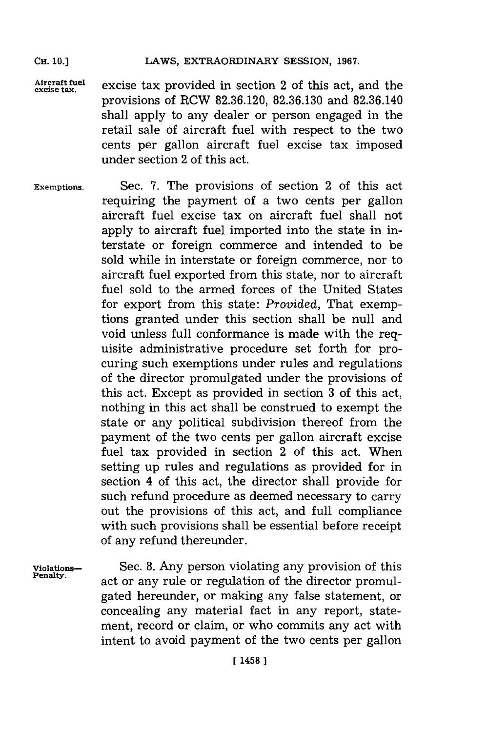excise tax provided in section 2 of this act, and the provisions of RCW 82.36.120, 82.36.130 and 82.36.140 shall apply to any dealer or person engaged in the retail sale of aircraft fuel with respect to the two cents per gallon aircraft fuel excise tax imposed under section 2 of this act.

Exemptions. Sec. 7. The provisions of section 2 of this act requiring the payment of a two cents per gallon aircraft fuel excise tax on aircraft fuel shall not apply to aircraft fuel imported into the state in interstate or foreign commerce and intended to be sold while in interstate or foreign commerce, nor to aircraft fuel exported from this state, nor to aircraft fuel sold to the armed forces of the United States for export from this state: *Provided,* That exemptions granted under this section shall be null and void unless full conformance is made with the requisite administrative procedure set forth for procuring such exemptions under rules and regulations of the director promulgated under the provisions of this act. Except as provided in section 3 of this act, nothing in this act shall be construed to exempt the state or any political subdivision thereof from the payment of the two cents per gallon aircraft excise fuel tax provided in section 2 of this act. When setting up rules and regulations as provided for in section 4 of this act, the director shall provide for such refund procedure as deemed necessary to carry out the provisions of this act, and full compliance with such provisions shall be essential before receipt of any refund thereunder.

Violations—Penalty. Sec. 8. Any person violating any provision of this act or any rule or regulation of the director promulgated hereunder, or making any false statement, or concealing any material fact in any report, statement, record or claim, or who commits any act with intent to avoid payment of the two cents per gallon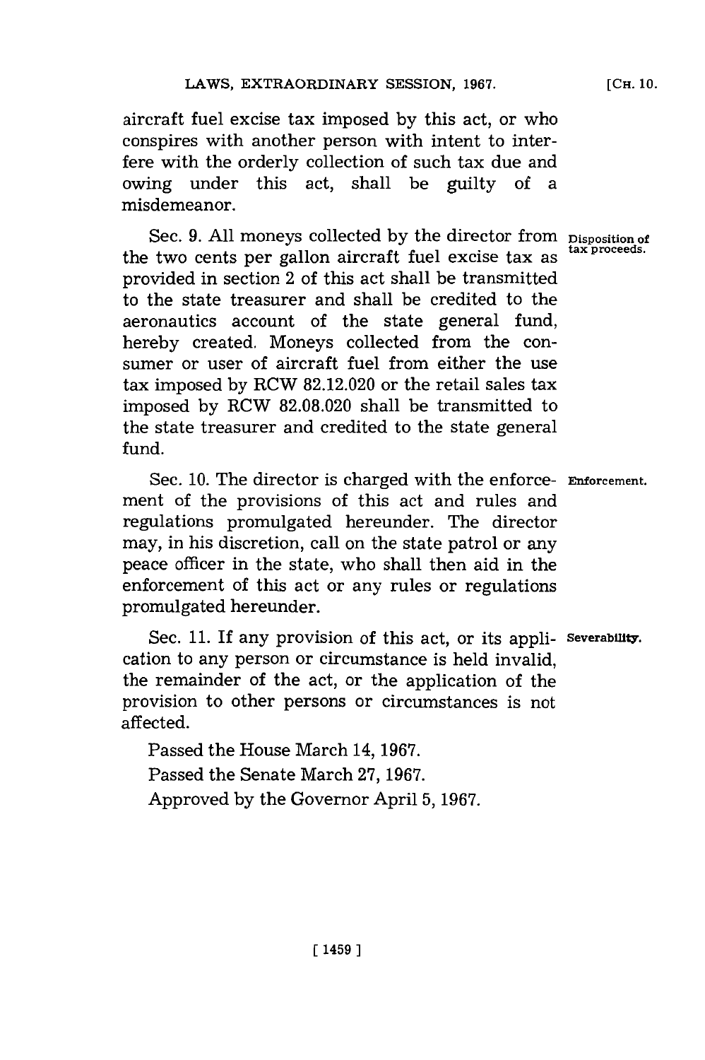aircraft fuel excise tax imposed by this act, or who conspires with another person with intent to interfere with the orderly collection of such tax due and owing under this act, shall be guilty of a misdemeanor.

Sec. 9. All moneys collected by the director from the two cents per gallon aircraft fuel excise tax as provided in section 2 of this act shall be transmitted to the state treasurer and shall be credited to the aeronautics account of the state general fund, hereby created. Moneys collected from the consumer or user of aircraft fuel from either the use tax imposed by RCW 82.12.020 or the retail sales tax imposed by RCW 82.08.020 shall be transmitted to the state treasurer and credited to the state general fund.

Disposition of tax proceeds.

Sec. 10. The director is charged with the enforcement of the provisions of this act and rules and regulations promulgated hereunder. The director may, in his discretion, call on the state patrol or any peace officer in the state, who shall then aid in the enforcement of this act or any rules or regulations promulgated hereunder.

Enforcement.

Sec. 11. If any provision of this act, or its application to any person or circumstance is held invalid, the remainder of the act, or the application of the provision to other persons or circumstances is not affected.

Severability.

Passed the House March 14, 1967.

Passed the Senate March 27, 1967.

Approved by the Governor April 5, 1967.